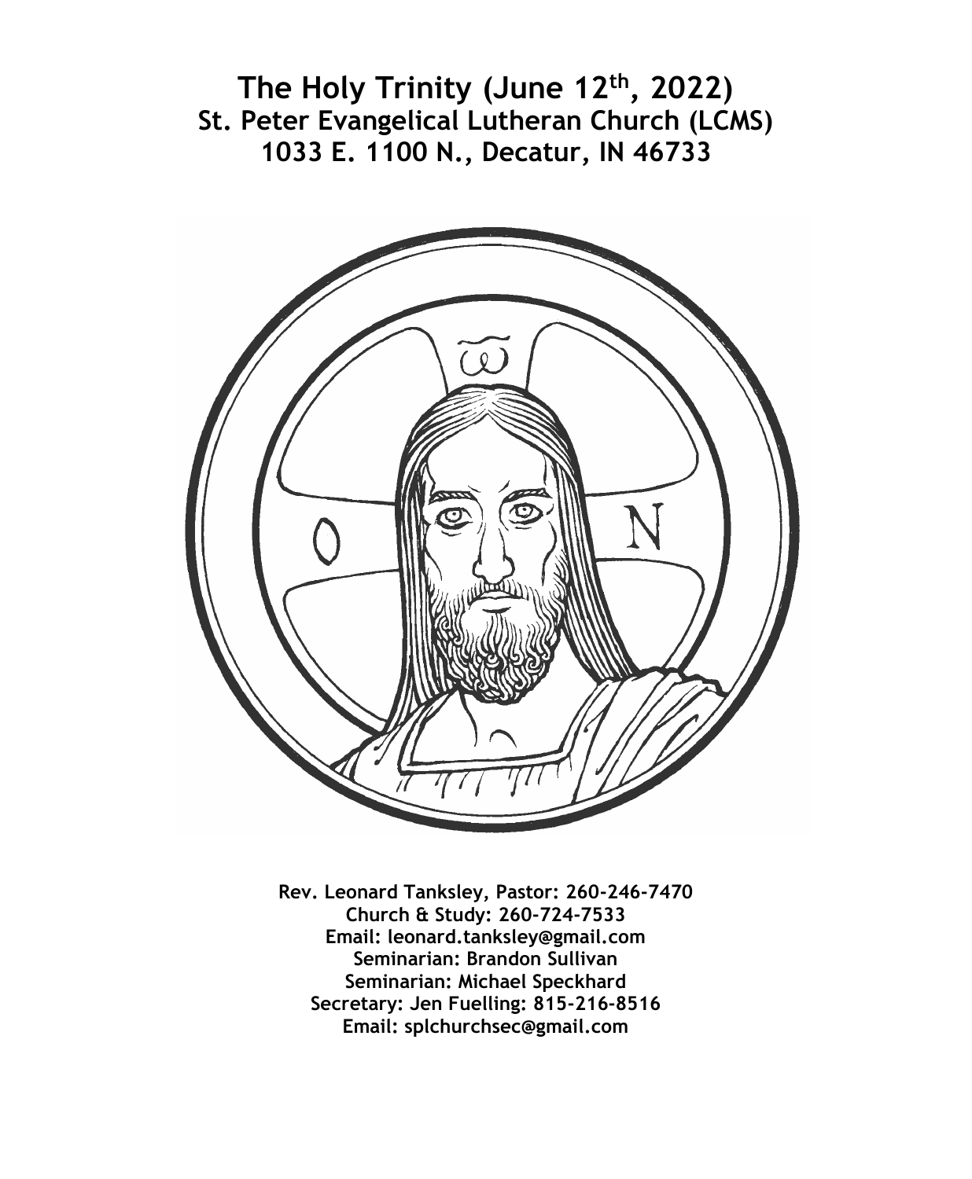# The Holy Trinity (June 12th, 2022)
## St. Peter Evangelical Lutheran Church (LCMS)
## 1033 E. 1100 N., Decatur, IN 46733

**Rev. Leonard Tanksley, Pastor: 260-246-7470**
**Church & Study: 260-724-7533**
**Email: leonard.tanksley@gmail.com**
**Seminarian: Brandon Sullivan**
**Seminarian: Michael Speckhard**
**Secretary: Jen Fuelling: 815-216-8516**
**Email: splchurchsec@gmail.com**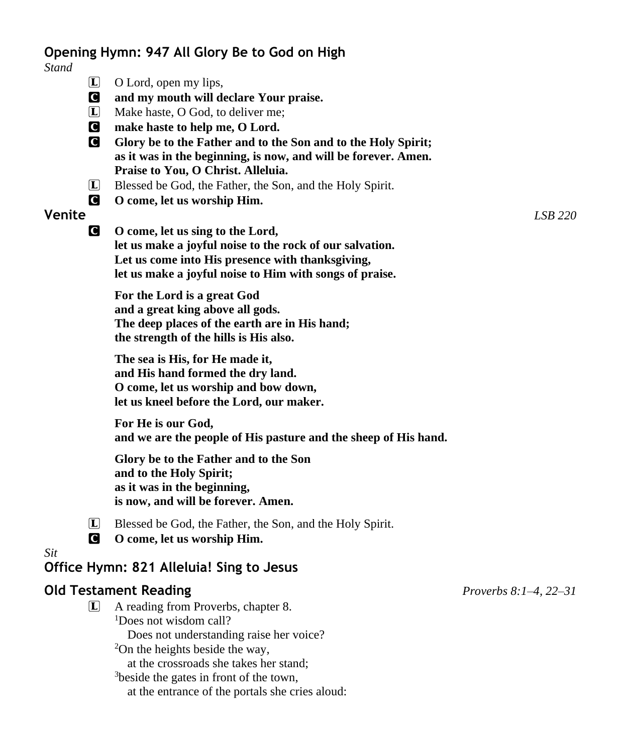## Opening Hymn: 947 All Glory Be to God on High

*Stand*

L O Lord, open my lips,

C **and my mouth will declare Your praise.**

L Make haste, O God, to deliver me;

C **make haste to help me, O Lord.**

C **Glory be to the Father and to the Son and to the Holy Spirit;
as it was in the beginning, is now, and will be forever. Amen.
Praise to You, O Christ. Alleluia.**

L Blessed be God, the Father, the Son, and the Holy Spirit.

C **O come, let us worship Him.**

## Venite

*LSB 220*

C **O come, let us sing to the Lord,
let us make a joyful noise to the rock of our salvation.
Let us come into His presence with thanksgiving,
let us make a joyful noise to Him with songs of praise.**

**For the Lord is a great God
and a great king above all gods.
The deep places of the earth are in His hand;
the strength of the hills is His also.**

**The sea is His, for He made it,
and His hand formed the dry land.
O come, let us worship and bow down,
let us kneel before the Lord, our maker.**

**For He is our God,
and we are the people of His pasture and the sheep of His hand.**

**Glory be to the Father and to the Son
and to the Holy Spirit;
as it was in the beginning,
is now, and will be forever. Amen.**

L Blessed be God, the Father, the Son, and the Holy Spirit.

C **O come, let us worship Him.**

*Sit*

## Office Hymn: 821 Alleluia! Sing to Jesus

## Old Testament Reading

*Proverbs 8:1–4, 22–31*

L A reading from Proverbs, chapter 8.

[1]Does not wisdom call?
  Does not understanding raise her voice?
[2]On the heights beside the way,
  at the crossroads she takes her stand;
[3]beside the gates in front of the town,
  at the entrance of the portals she cries aloud: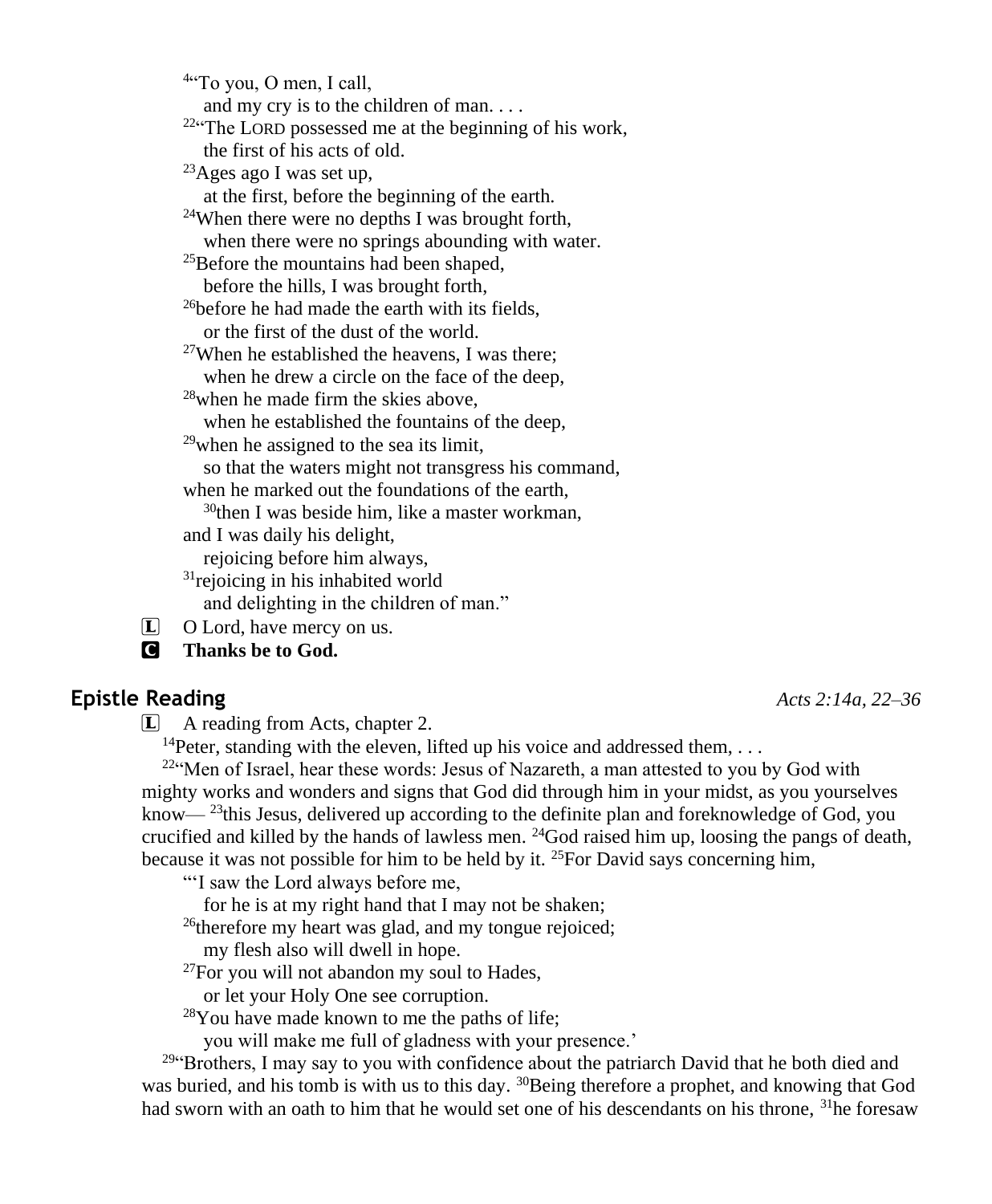[4]"To you, O men, I call,
and my cry is to the children of man. . . .
[22]"The LORD possessed me at the beginning of his work,
the first of his acts of old.
[23]Ages ago I was set up,
at the first, before the beginning of the earth.
[24]When there were no depths I was brought forth,
when there were no springs abounding with water.
[25]Before the mountains had been shaped,
before the hills, I was brought forth,
[26]before he had made the earth with its fields,
or the first of the dust of the world.
[27]When he established the heavens, I was there;
when he drew a circle on the face of the deep,
[28]when he made firm the skies above,
when he established the fountains of the deep,
[29]when he assigned to the sea its limit,
so that the waters might not transgress his command,
when he marked out the foundations of the earth,
[30]then I was beside him, like a master workman,
and I was daily his delight,
rejoicing before him always,
[31]rejoicing in his inhabited world
and delighting in the children of man."

L O Lord, have mercy on us.

C **Thanks be to God.**

## Epistle Reading

*Acts 2:14a, 22–36*

L A reading from Acts, chapter 2.

[14]Peter, standing with the eleven, lifted up his voice and addressed them, . . .

[22]"Men of Israel, hear these words: Jesus of Nazareth, a man attested to you by God with mighty works and wonders and signs that God did through him in your midst, as you yourselves know— [23]this Jesus, delivered up according to the definite plan and foreknowledge of God, you crucified and killed by the hands of lawless men. [24]God raised him up, loosing the pangs of death, because it was not possible for him to be held by it. [25]For David says concerning him,

"'I saw the Lord always before me,
for he is at my right hand that I may not be shaken;
[26]therefore my heart was glad, and my tongue rejoiced;
my flesh also will dwell in hope.
[27]For you will not abandon my soul to Hades,
or let your Holy One see corruption.
[28]You have made known to me the paths of life;
you will make me full of gladness with your presence.'

[29]"Brothers, I may say to you with confidence about the patriarch David that he both died and was buried, and his tomb is with us to this day. [30]Being therefore a prophet, and knowing that God had sworn with an oath to him that he would set one of his descendants on his throne, [31]he foresaw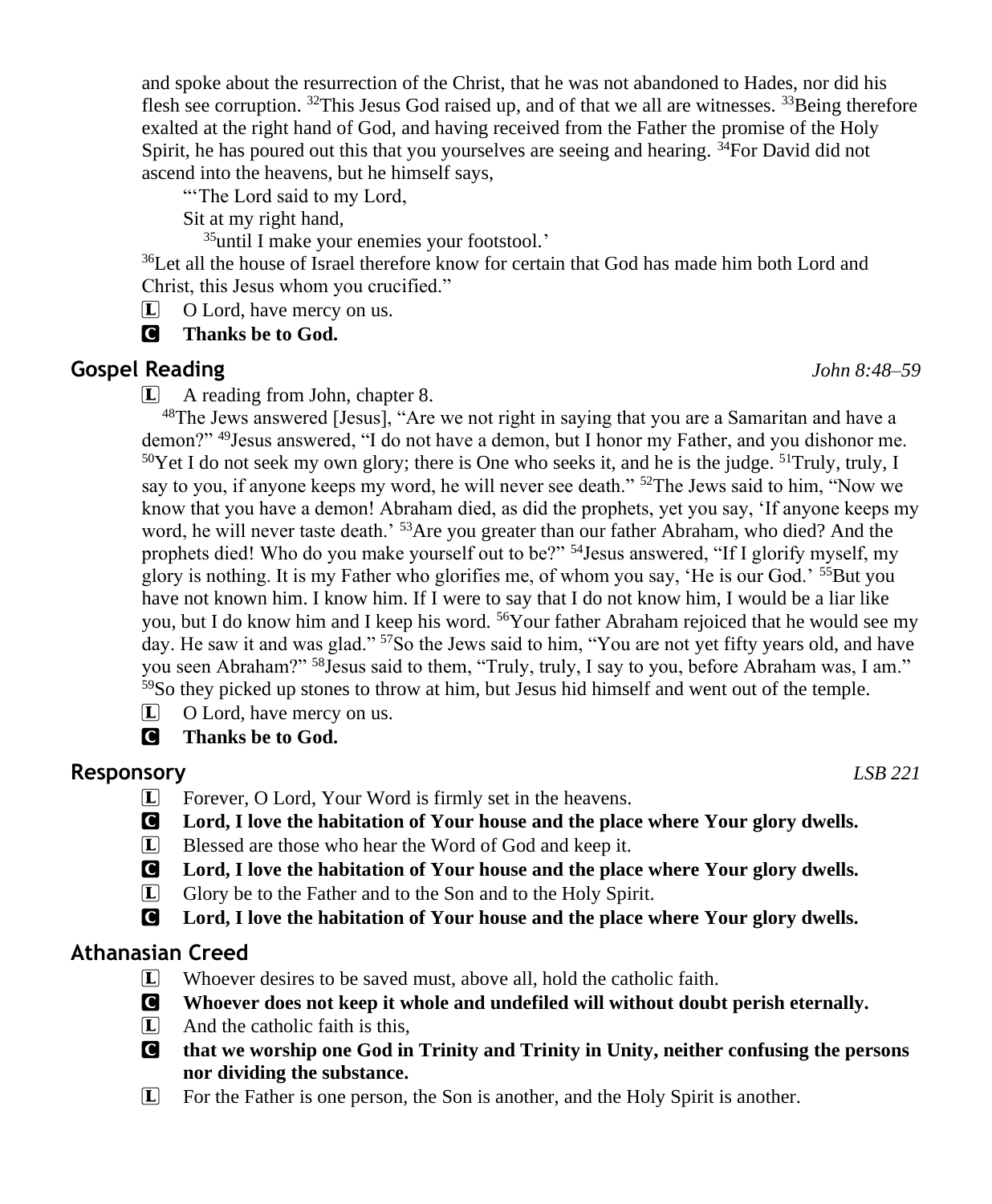and spoke about the resurrection of the Christ, that he was not abandoned to Hades, nor did his flesh see corruption. [32]This Jesus God raised up, and of that we all are witnesses. [33]Being therefore exalted at the right hand of God, and having received from the Father the promise of the Holy Spirit, he has poured out this that you yourselves are seeing and hearing. [34]For David did not ascend into the heavens, but he himself says,

"'The Lord said to my Lord,
Sit at my right hand,
[35]until I make your enemies your footstool.'

[36]Let all the house of Israel therefore know for certain that God has made him both Lord and Christ, this Jesus whom you crucified."

L O Lord, have mercy on us.

C **Thanks be to God.**

## Gospel Reading *John 8:48–59*

L A reading from John, chapter 8.

[48]The Jews answered [Jesus], "Are we not right in saying that you are a Samaritan and have a demon?" [49]Jesus answered, "I do not have a demon, but I honor my Father, and you dishonor me. [50]Yet I do not seek my own glory; there is One who seeks it, and he is the judge. [51]Truly, truly, I say to you, if anyone keeps my word, he will never see death." [52]The Jews said to him, "Now we know that you have a demon! Abraham died, as did the prophets, yet you say, 'If anyone keeps my word, he will never taste death.' [53]Are you greater than our father Abraham, who died? And the prophets died! Who do you make yourself out to be?" [54]Jesus answered, "If I glorify myself, my glory is nothing. It is my Father who glorifies me, of whom you say, 'He is our God.' [55]But you have not known him. I know him. If I were to say that I do not know him, I would be a liar like you, but I do know him and I keep his word. [56]Your father Abraham rejoiced that he would see my day. He saw it and was glad." [57]So the Jews said to him, "You are not yet fifty years old, and have you seen Abraham?" [58]Jesus said to them, "Truly, truly, I say to you, before Abraham was, I am." [59]So they picked up stones to throw at him, but Jesus hid himself and went out of the temple.

L O Lord, have mercy on us.

C **Thanks be to God.**

## Responsory *LSB 221*

L Forever, O Lord, Your Word is firmly set in the heavens.

C **Lord, I love the habitation of Your house and the place where Your glory dwells.**

L Blessed are those who hear the Word of God and keep it.

C **Lord, I love the habitation of Your house and the place where Your glory dwells.**

L Glory be to the Father and to the Son and to the Holy Spirit.

C **Lord, I love the habitation of Your house and the place where Your glory dwells.**

## Athanasian Creed

L Whoever desires to be saved must, above all, hold the catholic faith.

C **Whoever does not keep it whole and undefiled will without doubt perish eternally.**

L And the catholic faith is this,

C **that we worship one God in Trinity and Trinity in Unity, neither confusing the persons nor dividing the substance.**

L For the Father is one person, the Son is another, and the Holy Spirit is another.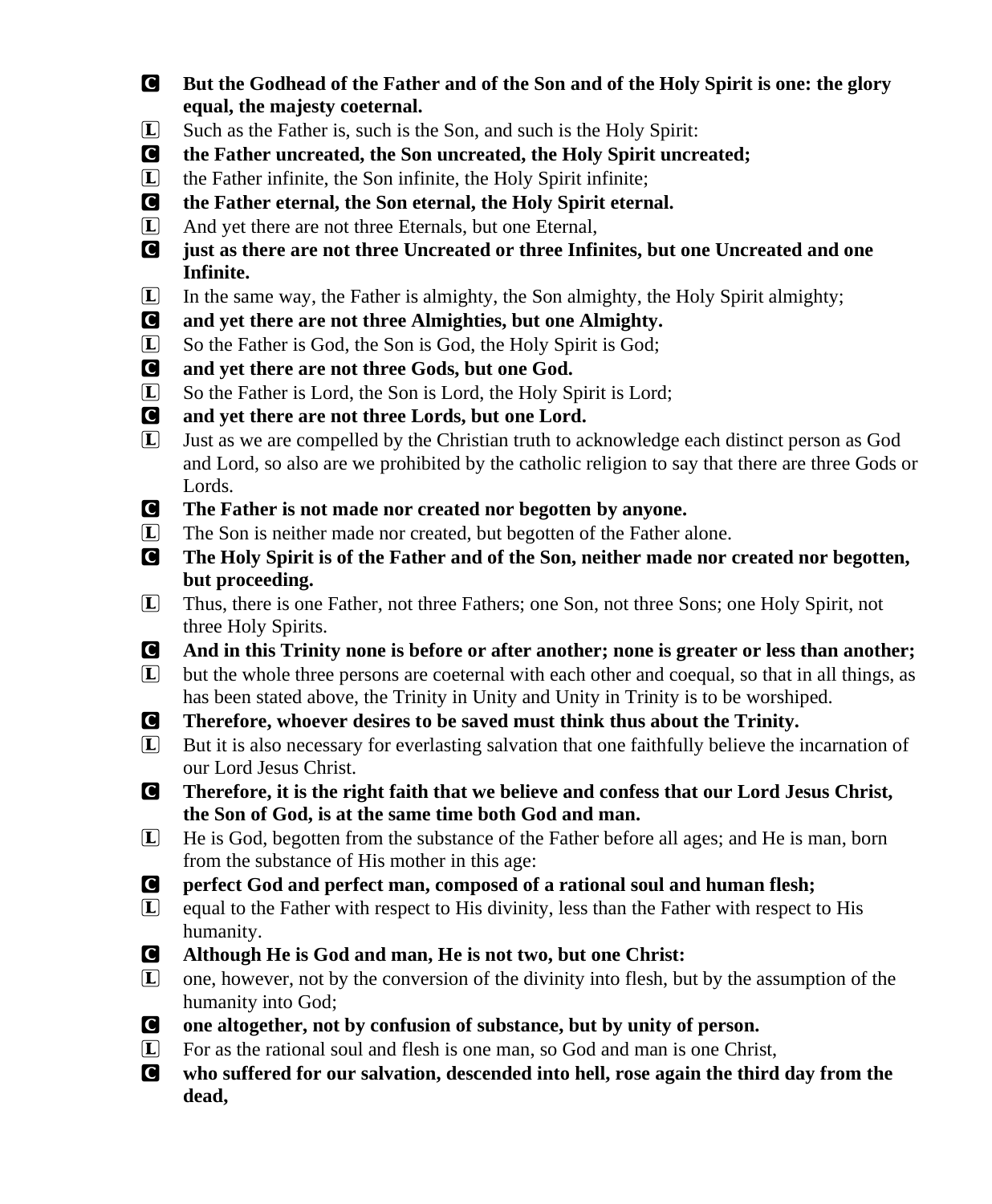**C** **But the Godhead of the Father and of the Son and of the Holy Spirit is one: the glory equal, the majesty coeternal.**

**L** Such as the Father is, such is the Son, and such is the Holy Spirit:

**C** **the Father uncreated, the Son uncreated, the Holy Spirit uncreated;**

**L** the Father infinite, the Son infinite, the Holy Spirit infinite;

**C** **the Father eternal, the Son eternal, the Holy Spirit eternal.**

**L** And yet there are not three Eternals, but one Eternal,

**C** **just as there are not three Uncreated or three Infinites, but one Uncreated and one Infinite.**

**L** In the same way, the Father is almighty, the Son almighty, the Holy Spirit almighty;

**C** **and yet there are not three Almighties, but one Almighty.**

**L** So the Father is God, the Son is God, the Holy Spirit is God;

**C** **and yet there are not three Gods, but one God.**

**L** So the Father is Lord, the Son is Lord, the Holy Spirit is Lord;

**C** **and yet there are not three Lords, but one Lord.**

**L** Just as we are compelled by the Christian truth to acknowledge each distinct person as God and Lord, so also are we prohibited by the catholic religion to say that there are three Gods or Lords.

**C** **The Father is not made nor created nor begotten by anyone.**

**L** The Son is neither made nor created, but begotten of the Father alone.

**C** **The Holy Spirit is of the Father and of the Son, neither made nor created nor begotten, but proceeding.**

**L** Thus, there is one Father, not three Fathers; one Son, not three Sons; one Holy Spirit, not three Holy Spirits.

**C** **And in this Trinity none is before or after another; none is greater or less than another;**

**L** but the whole three persons are coeternal with each other and coequal, so that in all things, as has been stated above, the Trinity in Unity and Unity in Trinity is to be worshiped.

**C** **Therefore, whoever desires to be saved must think thus about the Trinity.**

**L** But it is also necessary for everlasting salvation that one faithfully believe the incarnation of our Lord Jesus Christ.

**C** **Therefore, it is the right faith that we believe and confess that our Lord Jesus Christ, the Son of God, is at the same time both God and man.**

**L** He is God, begotten from the substance of the Father before all ages; and He is man, born from the substance of His mother in this age:

**C** **perfect God and perfect man, composed of a rational soul and human flesh;**

**L** equal to the Father with respect to His divinity, less than the Father with respect to His humanity.

**C** **Although He is God and man, He is not two, but one Christ:**

**L** one, however, not by the conversion of the divinity into flesh, but by the assumption of the humanity into God;

**C** **one altogether, not by confusion of substance, but by unity of person.**

**L** For as the rational soul and flesh is one man, so God and man is one Christ,

**C** **who suffered for our salvation, descended into hell, rose again the third day from the dead,**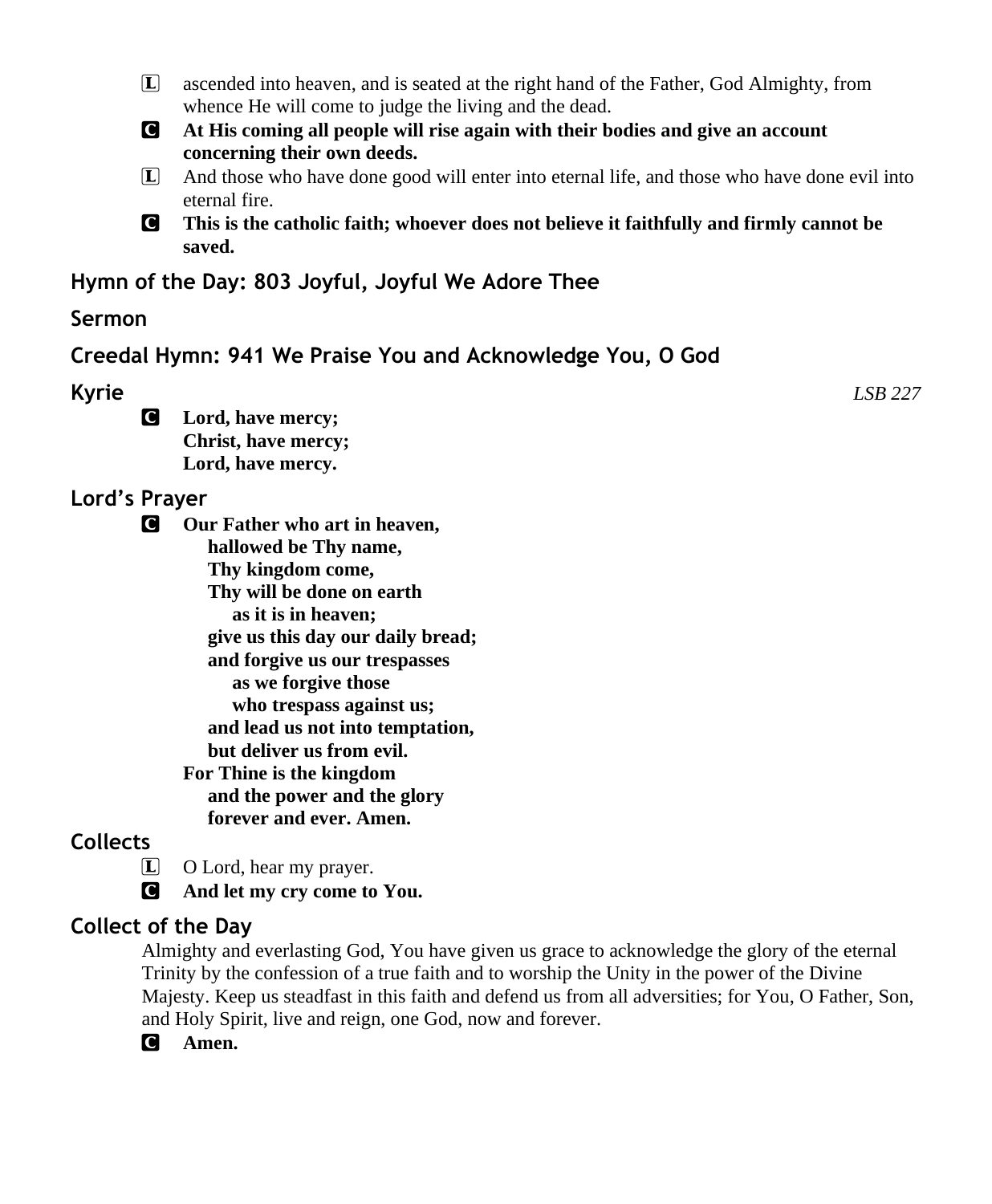L ascended into heaven, and is seated at the right hand of the Father, God Almighty, from whence He will come to judge the living and the dead.

C **At His coming all people will rise again with their bodies and give an account concerning their own deeds.**

L And those who have done good will enter into eternal life, and those who have done evil into eternal fire.

C **This is the catholic faith; whoever does not believe it faithfully and firmly cannot be saved.**

## Hymn of the Day: 803 Joyful, Joyful We Adore Thee

## Sermon

## Creedal Hymn: 941 We Praise You and Acknowledge You, O God

## Kyrie

*LSB 227*

C **Lord, have mercy;**
**Christ, have mercy;**
**Lord, have mercy.**

## Lord's Prayer

C **Our Father who art in heaven,**
**hallowed be Thy name,**
**Thy kingdom come,**
**Thy will be done on earth**
**as it is in heaven;**
**give us this day our daily bread;**
**and forgive us our trespasses**
**as we forgive those**
**who trespass against us;**
**and lead us not into temptation,**
**but deliver us from evil.**
**For Thine is the kingdom**
**and the power and the glory**
**forever and ever. Amen.**

## Collects

L O Lord, hear my prayer.

C **And let my cry come to You.**

## Collect of the Day

Almighty and everlasting God, You have given us grace to acknowledge the glory of the eternal Trinity by the confession of a true faith and to worship the Unity in the power of the Divine Majesty. Keep us steadfast in this faith and defend us from all adversities; for You, O Father, Son, and Holy Spirit, live and reign, one God, now and forever.

C **Amen.**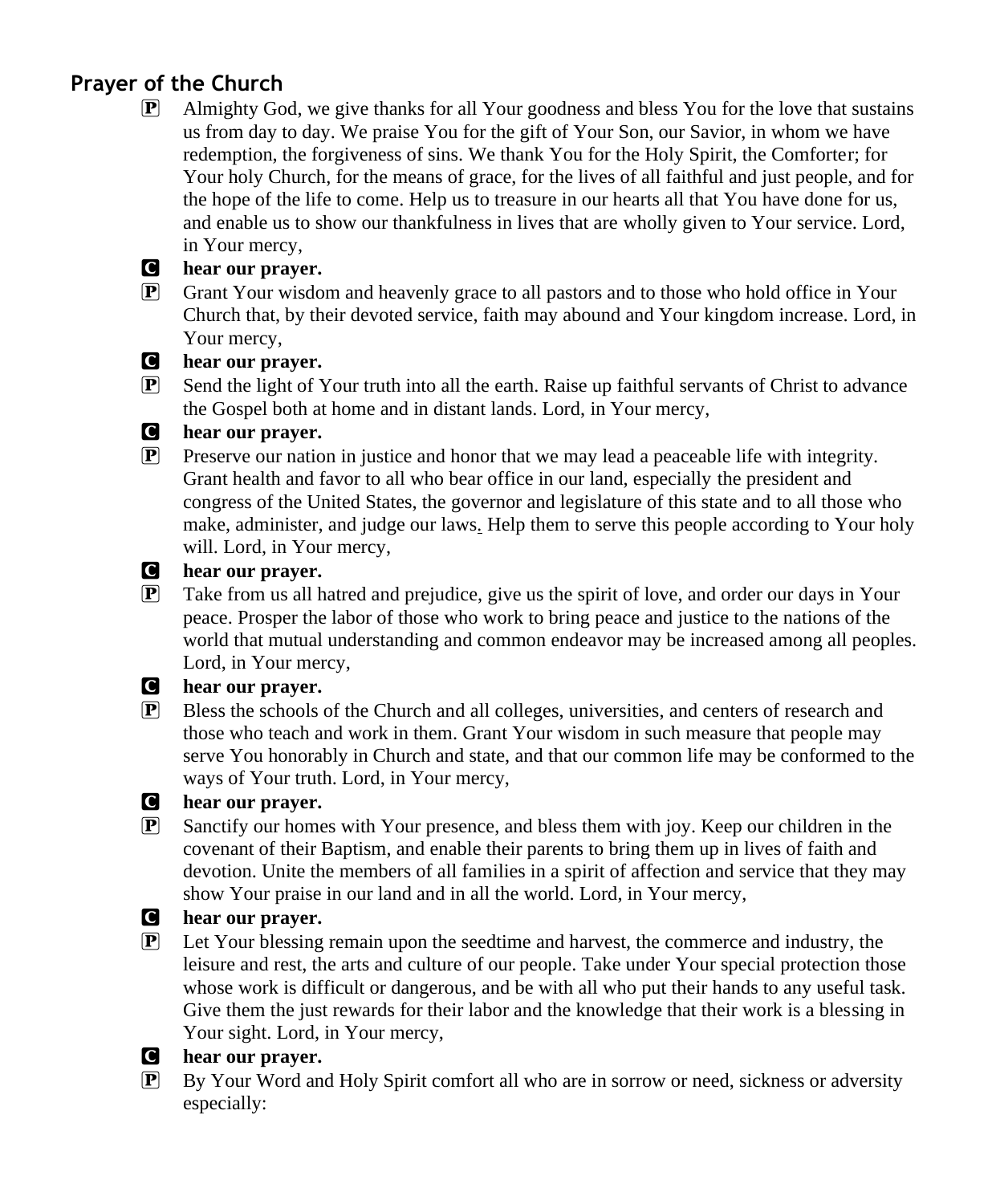## Prayer of the Church

P Almighty God, we give thanks for all Your goodness and bless You for the love that sustains us from day to day. We praise You for the gift of Your Son, our Savior, in whom we have redemption, the forgiveness of sins. We thank You for the Holy Spirit, the Comforter; for Your holy Church, for the means of grace, for the lives of all faithful and just people, and for the hope of the life to come. Help us to treasure in our hearts all that You have done for us, and enable us to show our thankfulness in lives that are wholly given to Your service. Lord, in Your mercy,

C **hear our prayer.**

P Grant Your wisdom and heavenly grace to all pastors and to those who hold office in Your Church that, by their devoted service, faith may abound and Your kingdom increase. Lord, in Your mercy,

C **hear our prayer.**

P Send the light of Your truth into all the earth. Raise up faithful servants of Christ to advance the Gospel both at home and in distant lands. Lord, in Your mercy,

C **hear our prayer.**

P Preserve our nation in justice and honor that we may lead a peaceable life with integrity. Grant health and favor to all who bear office in our land, especially the president and congress of the United States, the governor and legislature of this state and to all those who make, administer, and judge our laws. Help them to serve this people according to Your holy will. Lord, in Your mercy,

C **hear our prayer.**

P Take from us all hatred and prejudice, give us the spirit of love, and order our days in Your peace. Prosper the labor of those who work to bring peace and justice to the nations of the world that mutual understanding and common endeavor may be increased among all peoples. Lord, in Your mercy,

C **hear our prayer.**

P Bless the schools of the Church and all colleges, universities, and centers of research and those who teach and work in them. Grant Your wisdom in such measure that people may serve You honorably in Church and state, and that our common life may be conformed to the ways of Your truth. Lord, in Your mercy,

C **hear our prayer.**

P Sanctify our homes with Your presence, and bless them with joy. Keep our children in the covenant of their Baptism, and enable their parents to bring them up in lives of faith and devotion. Unite the members of all families in a spirit of affection and service that they may show Your praise in our land and in all the world. Lord, in Your mercy,

C **hear our prayer.**

P Let Your blessing remain upon the seedtime and harvest, the commerce and industry, the leisure and rest, the arts and culture of our people. Take under Your special protection those whose work is difficult or dangerous, and be with all who put their hands to any useful task. Give them the just rewards for their labor and the knowledge that their work is a blessing in Your sight. Lord, in Your mercy,

C **hear our prayer.**

P By Your Word and Holy Spirit comfort all who are in sorrow or need, sickness or adversity especially: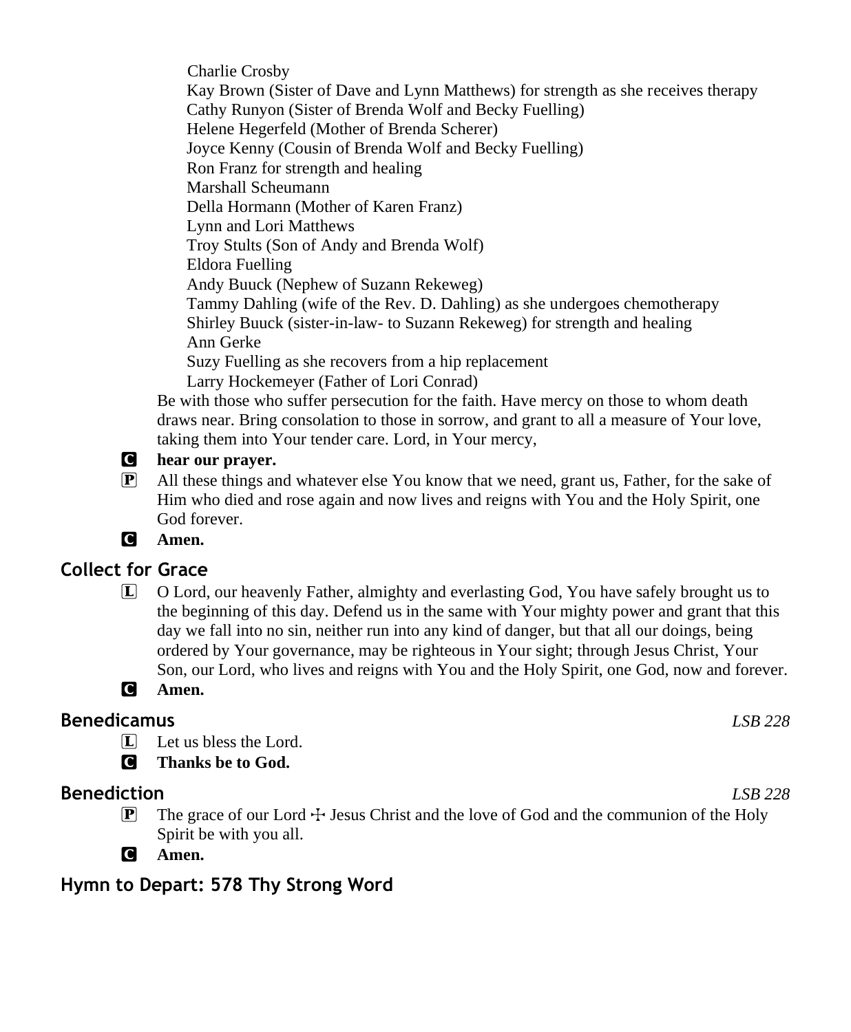Charlie Crosby
Kay Brown (Sister of Dave and Lynn Matthews) for strength as she receives therapy
Cathy Runyon (Sister of Brenda Wolf and Becky Fuelling)
Helene Hegerfeld (Mother of Brenda Scherer)
Joyce Kenny (Cousin of Brenda Wolf and Becky Fuelling)
Ron Franz for strength and healing
Marshall Scheumann
Della Hormann (Mother of Karen Franz)
Lynn and Lori Matthews
Troy Stults (Son of Andy and Brenda Wolf)
Eldora Fuelling
Andy Buuck (Nephew of Suzann Rekeweg)
Tammy Dahling (wife of the Rev. D. Dahling) as she undergoes chemotherapy
Shirley Buuck (sister-in-law- to Suzann Rekeweg) for strength and healing
Ann Gerke
Suzy Fuelling as she recovers from a hip replacement
Larry Hockemeyer (Father of Lori Conrad)

Be with those who suffer persecution for the faith. Have mercy on those to whom death draws near. Bring consolation to those in sorrow, and grant to all a measure of Your love, taking them into Your tender care. Lord, in Your mercy,

C **hear our prayer.**

P All these things and whatever else You know that we need, grant us, Father, for the sake of Him who died and rose again and now lives and reigns with You and the Holy Spirit, one God forever.

C **Amen.**

## Collect for Grace

L O Lord, our heavenly Father, almighty and everlasting God, You have safely brought us to the beginning of this day. Defend us in the same with Your mighty power and grant that this day we fall into no sin, neither run into any kind of danger, but that all our doings, being ordered by Your governance, may be righteous in Your sight; through Jesus Christ, Your Son, our Lord, who lives and reigns with You and the Holy Spirit, one God, now and forever.

C **Amen.**

## Benedicamus *LSB 228*

L Let us bless the Lord.

C **Thanks be to God.**

## Benediction *LSB 228*

P The grace of our Lord ☩ Jesus Christ and the love of God and the communion of the Holy Spirit be with you all.

C **Amen.**

## Hymn to Depart: 578 Thy Strong Word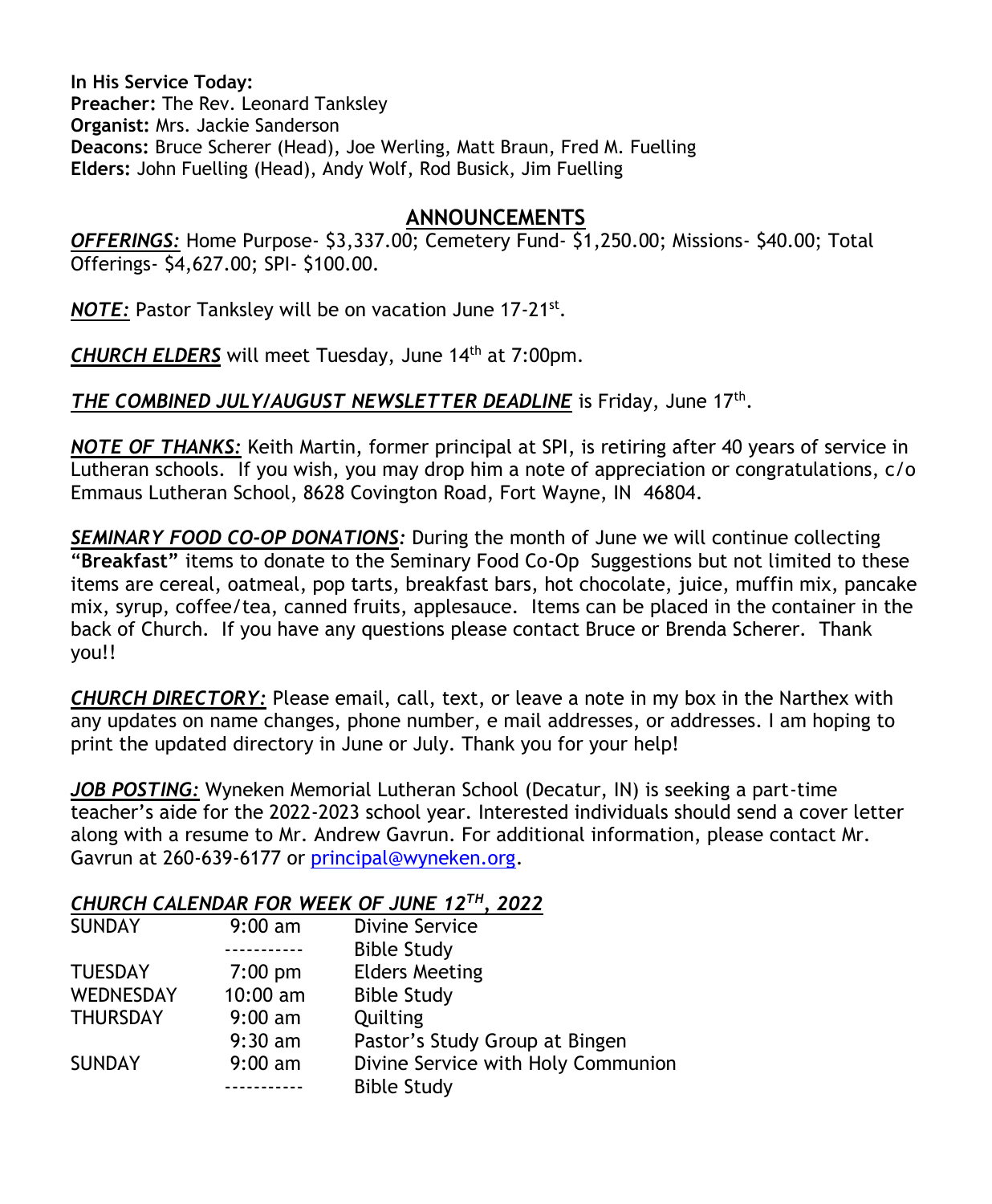**In His Service Today:**
**Preacher:** The Rev. Leonard Tanksley
**Organist:** Mrs. Jackie Sanderson
**Deacons:** Bruce Scherer (Head), Joe Werling, Matt Braun, Fred M. Fuelling
**Elders:** John Fuelling (Head), Andy Wolf, Rod Busick, Jim Fuelling

## ANNOUNCEMENTS

***OFFERINGS:*** Home Purpose- $3,337.00; Cemetery Fund- $1,250.00; Missions- $40.00; Total Offerings- $4,627.00; SPI- $100.00.

***NOTE:*** Pastor Tanksley will be on vacation June 17-21st.

***CHURCH ELDERS*** will meet Tuesday, June 14th at 7:00pm.

***THE COMBINED JULY/AUGUST NEWSLETTER DEADLINE*** is Friday, June 17th.

***NOTE OF THANKS:*** Keith Martin, former principal at SPI, is retiring after 40 years of service in Lutheran schools. If you wish, you may drop him a note of appreciation or congratulations, c/o Emmaus Lutheran School, 8628 Covington Road, Fort Wayne, IN 46804.

***SEMINARY FOOD CO-OP DONATIONS:*** During the month of June we will continue collecting "**Breakfast**" items to donate to the Seminary Food Co-Op Suggestions but not limited to these items are cereal, oatmeal, pop tarts, breakfast bars, hot chocolate, juice, muffin mix, pancake mix, syrup, coffee/tea, canned fruits, applesauce. Items can be placed in the container in the back of Church. If you have any questions please contact Bruce or Brenda Scherer. Thank you!!

***CHURCH DIRECTORY:*** Please email, call, text, or leave a note in my box in the Narthex with any updates on name changes, phone number, e mail addresses, or addresses. I am hoping to print the updated directory in June or July. Thank you for your help!

***JOB POSTING:*** Wyneken Memorial Lutheran School (Decatur, IN) is seeking a part-time teacher's aide for the 2022-2023 school year. Interested individuals should send a cover letter along with a resume to Mr. Andrew Gavrun. For additional information, please contact Mr. Gavrun at 260-639-6177 or principal@wyneken.org.

***CHURCH CALENDAR FOR WEEK OF JUNE 12TH, 2022***

| | | |
|---|---|---|
| SUNDAY | 9:00 am | Divine Service |
| | ----------- | Bible Study |
| TUESDAY | 7:00 pm | Elders Meeting |
| WEDNESDAY | 10:00 am | Bible Study |
| THURSDAY | 9:00 am | Quilting |
| | 9:30 am | Pastor's Study Group at Bingen |
| SUNDAY | 9:00 am | Divine Service with Holy Communion |
| | ----------- | Bible Study |